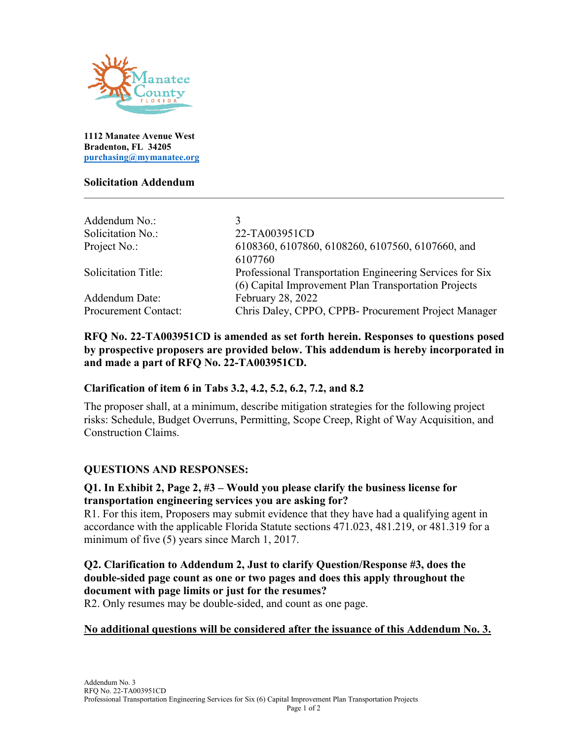1112 Manatee Avenue West
Bradenton, FL 34205
purchasing@mymanatee.org

**Solicitation Addendum**

---

| | |
|---|---|
| Addendum No.: | 3 |
| Solicitation No.: | 22-TA003951CD |
| Project No.: | 6108360, 6107860, 6108260, 6107560, 6107660, and 6107760 |
| Solicitation Title: | Professional Transportation Engineering Services for Six (6) Capital Improvement Plan Transportation Projects |
| Addendum Date: | February 28, 2022 |
| Procurement Contact: | Chris Daley, CPPO, CPPB- Procurement Project Manager |

**RFQ No. 22-TA003951CD is amended as set forth herein. Responses to questions posed by prospective proposers are provided below. This addendum is hereby incorporated in and made a part of RFQ No. 22-TA003951CD.**

**Clarification of item 6 in Tabs 3.2, 4.2, 5.2, 6.2, 7.2, and 8.2**

The proposer shall, at a minimum, describe mitigation strategies for the following project risks: Schedule, Budget Overruns, Permitting, Scope Creep, Right of Way Acquisition, and Construction Claims.

**QUESTIONS AND RESPONSES:**

**Q1. In Exhibit 2, Page 2, #3 – Would you please clarify the business license for transportation engineering services you are asking for?**
R1. For this item, Proposers may submit evidence that they have had a qualifying agent in accordance with the applicable Florida Statute sections 471.023, 481.219, or 481.319 for a minimum of five (5) years since March 1, 2017.

**Q2. Clarification to Addendum 2, Just to clarify Question/Response #3, does the double-sided page count as one or two pages and does this apply throughout the document with page limits or just for the resumes?**
R2. Only resumes may be double-sided, and count as one page.

**No additional questions will be considered after the issuance of this Addendum No. 3.**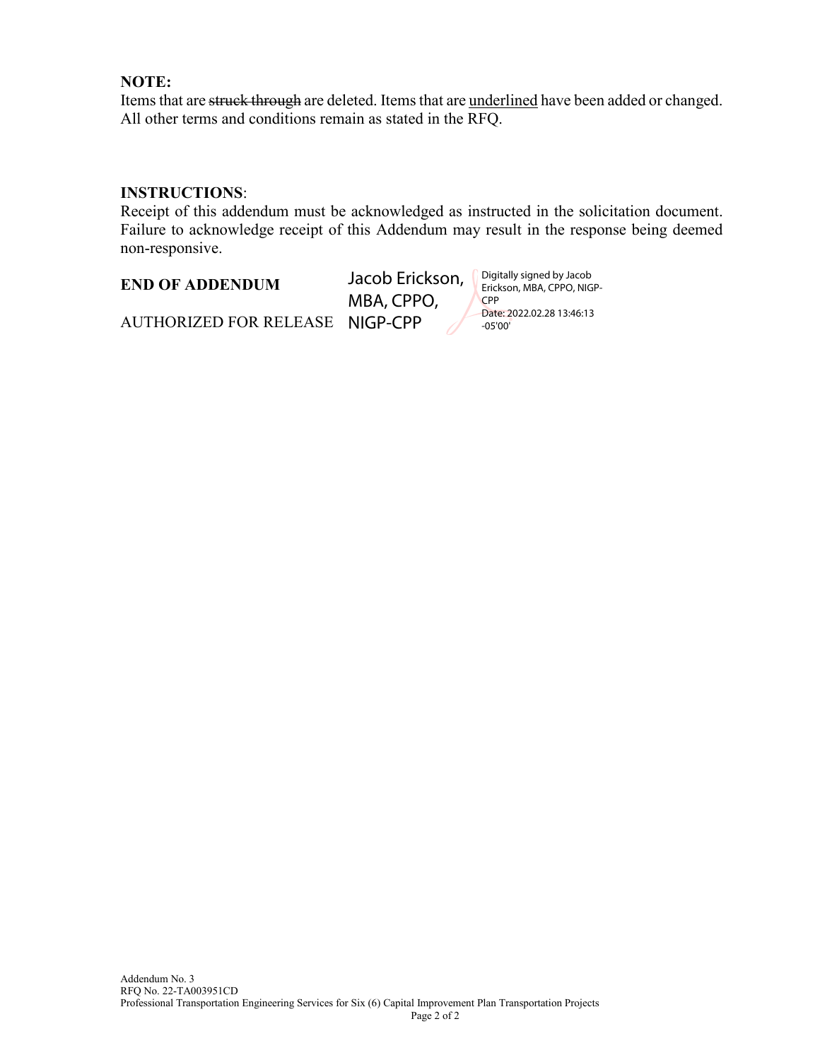**NOTE:**
Items that are ~~struck through~~ are deleted. Items that are <u>underlined</u> have been added or changed. All other terms and conditions remain as stated in the RFQ.

**INSTRUCTIONS**:
Receipt of this addendum must be acknowledged as instructed in the solicitation document. Failure to acknowledge receipt of this Addendum may result in the response being deemed non-responsive.

**END OF ADDENDUM**

AUTHORIZED FOR RELEASE

Jacob Erickson, MBA, CPPO, NIGP-CPP

Digitally signed by Jacob Erickson, MBA, CPPO, NIGP-CPP
Date: 2022.02.28 13:46:13 -05'00'